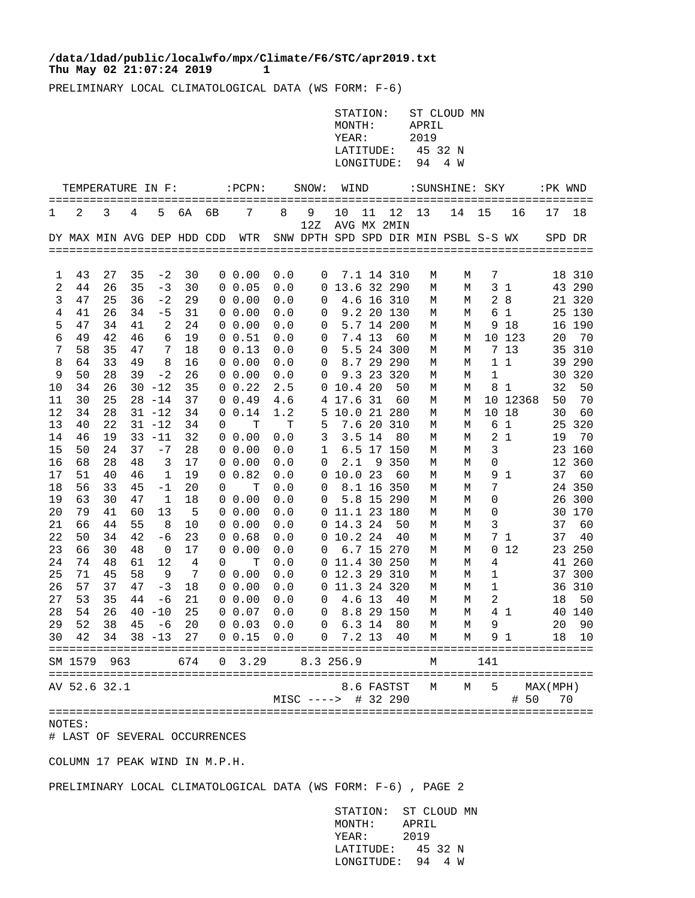/data/ldad/public/localwfo/mpx/Climate/F6/STC/apr2019.txt
Thu May 02 21:07:24 2019 1

PRELIMINARY LOCAL CLIMATOLOGICAL DATA (WS FORM: F-6)

STATION: ST CLOUD MN
MONTH: APRIL
YEAR: 2019
LATITUDE: 45 32 N
LONGITUDE: 94 4 W

| TEMPERATURE IN F: | | | | | | | :PCPN: | | SNOW: | WIND | | | :SUNSHINE: | | SKY | | :PK WND | |
|---|---|---|---|---|---|---|---|---|---|---|---|---|---|---|---|---|---|---|
| 1 | 2 | 3 | 4 | 5 | 6A | 6B | 7 | 8 | 9 12Z | 10 AVG | 11 MX | 12 2MIN | 13 | 14 | 15 | 16 | 17 | 18 |
| DY | MAX | MIN | AVG | DEP | HDD | CDD | WTR | SNW | DPTH | SPD | SPD | DIR | MIN | PSBL | S-S | WX | SPD | DR |
| 1 | 43 | 27 | 35 | -2 | 30 | 0 | 0.00 | 0.0 | 0 | 7.1 | 14 | 310 | M | M | 7 | | 18 | 310 |
| 2 | 44 | 26 | 35 | -3 | 30 | 0 | 0.05 | 0.0 | 0 | 13.6 | 32 | 290 | M | M | 3 | 1 | 43 | 290 |
| 3 | 47 | 25 | 36 | -2 | 29 | 0 | 0.00 | 0.0 | 0 | 4.6 | 16 | 310 | M | M | 2 | 8 | 21 | 320 |
| 4 | 41 | 26 | 34 | -5 | 31 | 0 | 0.00 | 0.0 | 0 | 9.2 | 20 | 130 | M | M | 6 | 1 | 25 | 130 |
| 5 | 47 | 34 | 41 | 2 | 24 | 0 | 0.00 | 0.0 | 0 | 5.7 | 14 | 200 | M | M | 9 | 18 | 16 | 190 |
| 6 | 49 | 42 | 46 | 6 | 19 | 0 | 0.51 | 0.0 | 0 | 7.4 | 13 | 60 | M | M | 10 | 123 | 20 | 70 |
| 7 | 58 | 35 | 47 | 7 | 18 | 0 | 0.13 | 0.0 | 0 | 5.5 | 24 | 300 | M | M | 7 | 13 | 35 | 310 |
| 8 | 64 | 33 | 49 | 8 | 16 | 0 | 0.00 | 0.0 | 0 | 8.7 | 29 | 290 | M | M | 1 | 1 | 39 | 290 |
| 9 | 50 | 28 | 39 | -2 | 26 | 0 | 0.00 | 0.0 | 0 | 9.3 | 23 | 320 | M | M | 1 | | 30 | 320 |
| 10 | 34 | 26 | 30 | -12 | 35 | 0 | 0.22 | 2.5 | 0 | 10.4 | 20 | 50 | M | M | 8 | 1 | 32 | 50 |
| 11 | 30 | 25 | 28 | -14 | 37 | 0 | 0.49 | 4.6 | 4 | 17.6 | 31 | 60 | M | M | 10 | 12368 | 50 | 70 |
| 12 | 34 | 28 | 31 | -12 | 34 | 0 | 0.14 | 1.2 | 5 | 10.0 | 21 | 280 | M | M | 10 | 18 | 30 | 60 |
| 13 | 40 | 22 | 31 | -12 | 34 | 0 | T | T | 5 | 7.6 | 20 | 310 | M | M | 6 | 1 | 25 | 320 |
| 14 | 46 | 19 | 33 | -11 | 32 | 0 | 0.00 | 0.0 | 3 | 3.5 | 14 | 80 | M | M | 2 | 1 | 19 | 70 |
| 15 | 50 | 24 | 37 | -7 | 28 | 0 | 0.00 | 0.0 | 1 | 6.5 | 17 | 150 | M | M | 3 | | 23 | 160 |
| 16 | 68 | 28 | 48 | 3 | 17 | 0 | 0.00 | 0.0 | 0 | 2.1 | 9 | 350 | M | M | 0 | | 12 | 360 |
| 17 | 51 | 40 | 46 | 1 | 19 | 0 | 0.82 | 0.0 | 0 | 10.0 | 23 | 60 | M | M | 9 | 1 | 37 | 60 |
| 18 | 56 | 33 | 45 | -1 | 20 | 0 | T | 0.0 | 0 | 8.1 | 16 | 350 | M | M | 7 | | 24 | 350 |
| 19 | 63 | 30 | 47 | 1 | 18 | 0 | 0.00 | 0.0 | 0 | 5.8 | 15 | 290 | M | M | 0 | | 26 | 300 |
| 20 | 79 | 41 | 60 | 13 | 5 | 0 | 0.00 | 0.0 | 0 | 11.1 | 23 | 180 | M | M | 0 | | 30 | 170 |
| 21 | 66 | 44 | 55 | 8 | 10 | 0 | 0.00 | 0.0 | 0 | 14.3 | 24 | 50 | M | M | 3 | | 37 | 60 |
| 22 | 50 | 34 | 42 | -6 | 23 | 0 | 0.68 | 0.0 | 0 | 10.2 | 24 | 40 | M | M | 7 | 1 | 37 | 40 |
| 23 | 66 | 30 | 48 | 0 | 17 | 0 | 0.00 | 0.0 | 0 | 6.7 | 15 | 270 | M | M | 0 | 12 | 23 | 250 |
| 24 | 74 | 48 | 61 | 12 | 4 | 0 | T | 0.0 | 0 | 11.4 | 30 | 250 | M | M | 4 | | 41 | 260 |
| 25 | 71 | 45 | 58 | 9 | 7 | 0 | 0.00 | 0.0 | 0 | 12.3 | 29 | 310 | M | M | 1 | | 37 | 300 |
| 26 | 57 | 37 | 47 | -3 | 18 | 0 | 0.00 | 0.0 | 0 | 11.3 | 24 | 320 | M | M | 1 | | 36 | 310 |
| 27 | 53 | 35 | 44 | -6 | 21 | 0 | 0.00 | 0.0 | 0 | 4.6 | 13 | 40 | M | M | 2 | | 18 | 50 |
| 28 | 54 | 26 | 40 | -10 | 25 | 0 | 0.07 | 0.0 | 0 | 8.8 | 29 | 150 | M | M | 4 | 1 | 40 | 140 |
| 29 | 52 | 38 | 45 | -6 | 20 | 0 | 0.03 | 0.0 | 0 | 6.3 | 14 | 80 | M | M | 9 | | 20 | 90 |
| 30 | 42 | 34 | 38 | -13 | 27 | 0 | 0.15 | 0.0 | 0 | 7.2 | 13 | 40 | M | M | 9 | 1 | 18 | 10 |
| SM | 1579 | 963 | | | 674 | 0 | 3.29 | 8.3 | 256.9 | | | | M | | 141 | | | |
| AV | 52.6 | 32.1 | | | | | | | | 8.6 | FASTST | | M | M | 5 | | MAX(MPH) | |
| | | | | | | | | MISC ----> | | # | 32 | 290 | | | | | # 50 | 70 |

NOTES:
# LAST OF SEVERAL OCCURRENCES

COLUMN 17 PEAK WIND IN M.P.H.

PRELIMINARY LOCAL CLIMATOLOGICAL DATA (WS FORM: F-6) , PAGE 2

STATION: ST CLOUD MN
MONTH: APRIL
YEAR: 2019
LATITUDE: 45 32 N
LONGITUDE: 94 4 W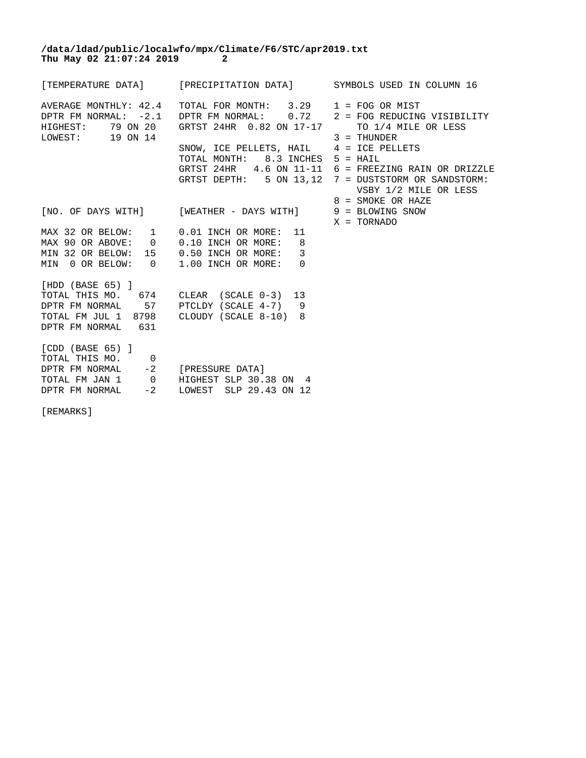**/data/ldad/public/localwfo/mpx/Climate/F6/STC/apr2019.txt**
**Thu May 02 21:07:24 2019 2**

```
[TEMPERATURE DATA]      [PRECIPITATION DATA]       SYMBOLS USED IN COLUMN 16

AVERAGE MONTHLY: 42.4   TOTAL FOR MONTH:   3.29    1 = FOG OR MIST
DPTR FM NORMAL:  -2.1   DPTR FM NORMAL:    0.72    2 = FOG REDUCING VISIBILITY
HIGHEST:    79 ON 20    GRTST 24HR  0.82 ON 17-17      TO 1/4 MILE OR LESS
LOWEST:     19 ON 14                               3 = THUNDER
                        SNOW, ICE PELLETS, HAIL    4 = ICE PELLETS
                        TOTAL MONTH:   8.3 INCHES  5 = HAIL
                        GRTST 24HR   4.6 ON 11-11  6 = FREEZING RAIN OR DRIZZLE
                        GRTST DEPTH:   5 ON 13,12  7 = DUSTSTORM OR SANDSTORM:
                                                       VSBY 1/2 MILE OR LESS
                                                   8 = SMOKE OR HAZE
[NO. OF DAYS WITH]      [WEATHER - DAYS WITH]      9 = BLOWING SNOW
                                                   X = TORNADO
MAX 32 OR BELOW:   1    0.01 INCH OR MORE:  11
MAX 90 OR ABOVE:   0    0.10 INCH OR MORE:   8
MIN 32 OR BELOW:  15    0.50 INCH OR MORE:   3
MIN  0 OR BELOW:   0    1.00 INCH OR MORE:   0

[HDD (BASE 65) ]
TOTAL THIS MO.   674    CLEAR  (SCALE 0-3)  13
DPTR FM NORMAL    57    PTCLDY (SCALE 4-7)   9
TOTAL FM JUL 1  8798    CLOUDY (SCALE 8-10)  8
DPTR FM NORMAL   631

[CDD (BASE 65) ]
TOTAL THIS MO.     0
DPTR FM NORMAL    -2    [PRESSURE DATA]
TOTAL FM JAN 1     0    HIGHEST SLP 30.38 ON  4
DPTR FM NORMAL    -2    LOWEST  SLP 29.43 ON 12

[REMARKS]
```